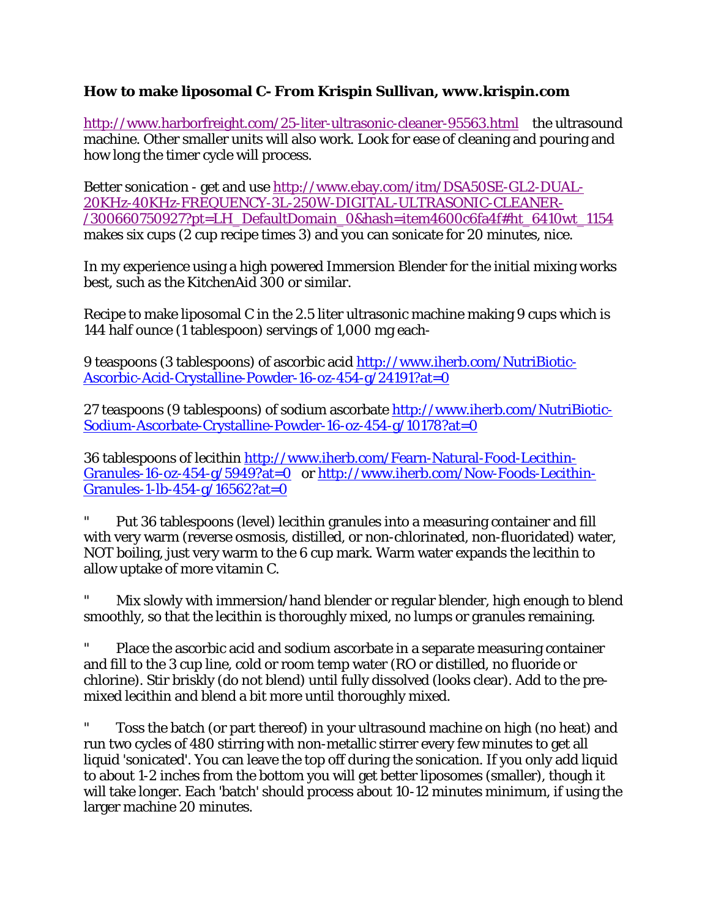**How to make liposomal C- From Krispin Sullivan, www.krispin.com**

http://www.harborfreight.com/25-liter-ultrasonic-cleaner-95563.html the ultrasound machine. Other smaller units will also work. Look for ease of cleaning and pouring and how long the timer cycle will process.

Better sonication - get and use http://www.ebay.com/itm/DSA50SE-GL2-DUAL-20KHz-40KHz-FREQUENCY-3L-250W-DIGITAL-ULTRASONIC-CLEANER-/300660750927?pt=LH_DefaultDomain_0&hash=item4600c6fa4f#ht_6410wt_1154 makes six cups (2 cup recipe times 3) and you can sonicate for 20 minutes, nice.

In my experience using a high powered Immersion Blender for the initial mixing works best, such as the KitchenAid 300 or similar.

Recipe to make liposomal C in the 2.5 liter ultrasonic machine making 9 cups which is 144 half ounce (1 tablespoon) servings of 1,000 mg each-

9 teaspoons (3 tablespoons) of ascorbic acid http://www.iherb.com/NutriBiotic-Ascorbic-Acid-Crystalline-Powder-16-oz-454-g/24191?at=0

27 teaspoons (9 tablespoons) of sodium ascorbate http://www.iherb.com/NutriBiotic-Sodium-Ascorbate-Crystalline-Powder-16-oz-454-g/10178?at=0

36 tablespoons of lecithin http://www.iherb.com/Fearn-Natural-Food-Lecithin-Granules-16-oz-454-g/5949?at=0 or http://www.iherb.com/Now-Foods-Lecithin-Granules-1-lb-454-g/16562?at=0

" Put 36 tablespoons (level) lecithin granules into a measuring container and fill with very warm (reverse osmosis, distilled, or non-chlorinated, non-fluoridated) water, NOT boiling, just very warm to the 6 cup mark. Warm water expands the lecithin to allow uptake of more vitamin C.

" Mix slowly with immersion/hand blender or regular blender, high enough to blend smoothly, so that the lecithin is thoroughly mixed, no lumps or granules remaining.

" Place the ascorbic acid and sodium ascorbate in a separate measuring container and fill to the 3 cup line, cold or room temp water (RO or distilled, no fluoride or chlorine). Stir briskly (do not blend) until fully dissolved (looks clear). Add to the pre-mixed lecithin and blend a bit more until thoroughly mixed.

" Toss the batch (or part thereof) in your ultrasound machine on high (no heat) and run two cycles of 480 stirring with non-metallic stirrer every few minutes to get all liquid 'sonicated'. You can leave the top off during the sonication. If you only add liquid to about 1-2 inches from the bottom you will get better liposomes (smaller), though it will take longer. Each 'batch' should process about 10-12 minutes minimum, if using the larger machine 20 minutes.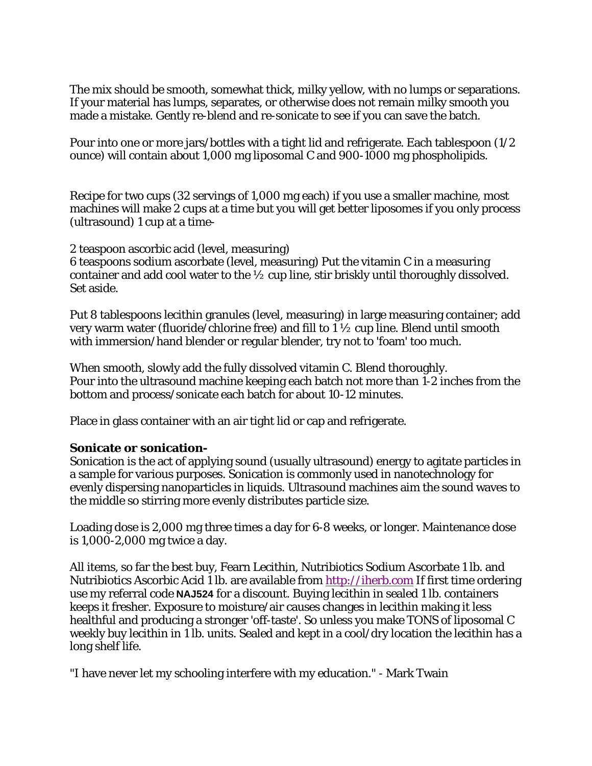The mix should be smooth, somewhat thick, milky yellow, with no lumps or separations. If your material has lumps, separates, or otherwise does not remain milky smooth you made a mistake. Gently re-blend and re-sonicate to see if you can save the batch.

Pour into one or more jars/bottles with a tight lid and refrigerate. Each tablespoon (1/2 ounce) will contain about 1,000 mg liposomal C and 900-1000 mg phospholipids.

Recipe for two cups (32 servings of 1,000 mg each) if you use a smaller machine, most machines will make 2 cups at a time but you will get better liposomes if you only process (ultrasound) 1 cup at a time-

2 teaspoon ascorbic acid (level, measuring)
6 teaspoons sodium ascorbate (level, measuring) Put the vitamin C in a measuring container and add cool water to the ½ cup line, stir briskly until thoroughly dissolved. Set aside.

Put 8 tablespoons lecithin granules (level, measuring) in large measuring container; add very warm water (fluoride/chlorine free) and fill to 1 ½ cup line. Blend until smooth with immersion/hand blender or regular blender, try not to 'foam' too much.

When smooth, slowly add the fully dissolved vitamin C. Blend thoroughly.
Pour into the ultrasound machine keeping each batch not more than 1-2 inches from the bottom and process/sonicate each batch for about 10-12 minutes.

Place in glass container with an air tight lid or cap and refrigerate.

**Sonicate or sonication-**
Sonication is the act of applying sound (usually ultrasound) energy to agitate particles in a sample for various purposes. Sonication is commonly used in nanotechnology for evenly dispersing nanoparticles in liquids. Ultrasound machines aim the sound waves to the middle so stirring more evenly distributes particle size.

Loading dose is 2,000 mg three times a day for 6-8 weeks, or longer. Maintenance dose is 1,000-2,000 mg twice a day.

All items, so far the best buy, Fearn Lecithin, Nutribiotics Sodium Ascorbate 1 lb. and Nutribiotics Ascorbic Acid 1 lb. are available from http://iherb.com If first time ordering use my referral code **NAJ524** for a discount. Buying lecithin in sealed 1 lb. containers keeps it fresher. Exposure to moisture/air causes changes in lecithin making it less healthful and producing a stronger 'off-taste'. So unless you make TONS of liposomal C weekly buy lecithin in 1 lb. units. Sealed and kept in a cool/dry location the lecithin has a long shelf life.

"I have never let my schooling interfere with my education." - Mark Twain